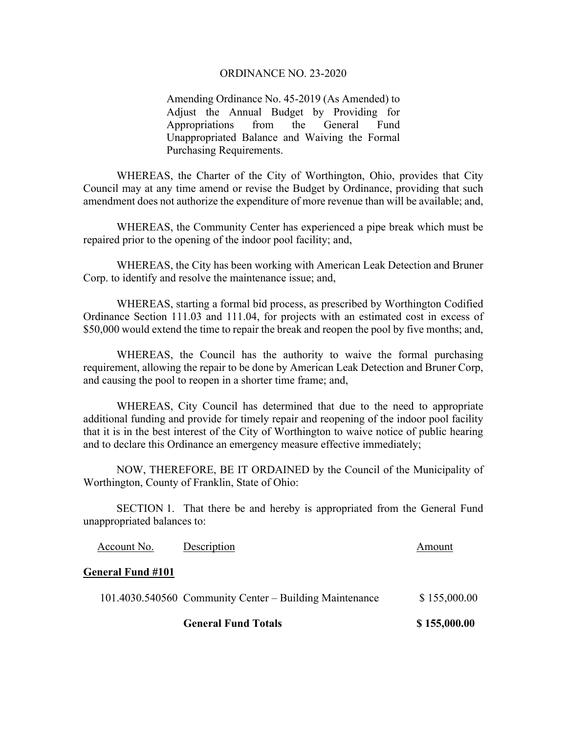# ORDINANCE NO. 23-2020

Amending Ordinance No. 45-2019 (As Amended) to Adjust the Annual Budget by Providing for Appropriations from the General Fund Unappropriated Balance and Waiving the Formal Purchasing Requirements.

WHEREAS, the Charter of the City of Worthington, Ohio, provides that City Council may at any time amend or revise the Budget by Ordinance, providing that such amendment does not authorize the expenditure of more revenue than will be available; and,

WHEREAS, the Community Center has experienced a pipe break which must be repaired prior to the opening of the indoor pool facility; and,

WHEREAS, the City has been working with American Leak Detection and Bruner Corp. to identify and resolve the maintenance issue; and,

WHEREAS, starting a formal bid process, as prescribed by Worthington Codified Ordinance Section 111.03 and 111.04, for projects with an estimated cost in excess of $50,000 would extend the time to repair the break and reopen the pool by five months; and,

WHEREAS, the Council has the authority to waive the formal purchasing requirement, allowing the repair to be done by American Leak Detection and Bruner Corp, and causing the pool to reopen in a shorter time frame; and,

WHEREAS, City Council has determined that due to the need to appropriate additional funding and provide for timely repair and reopening of the indoor pool facility that it is in the best interest of the City of Worthington to waive notice of public hearing and to declare this Ordinance an emergency measure effective immediately;

NOW, THEREFORE, BE IT ORDAINED by the Council of the Municipality of Worthington, County of Franklin, State of Ohio:

SECTION 1. That there be and hereby is appropriated from the General Fund unappropriated balances to:

| Account No. | Description | Amount |
|---|---|---|
| **General Fund #101** | | |
| 101.4030.540560 | Community Center – Building Maintenance | $ 155,000.00 |
| | **General Fund Totals** | **$ 155,000.00** |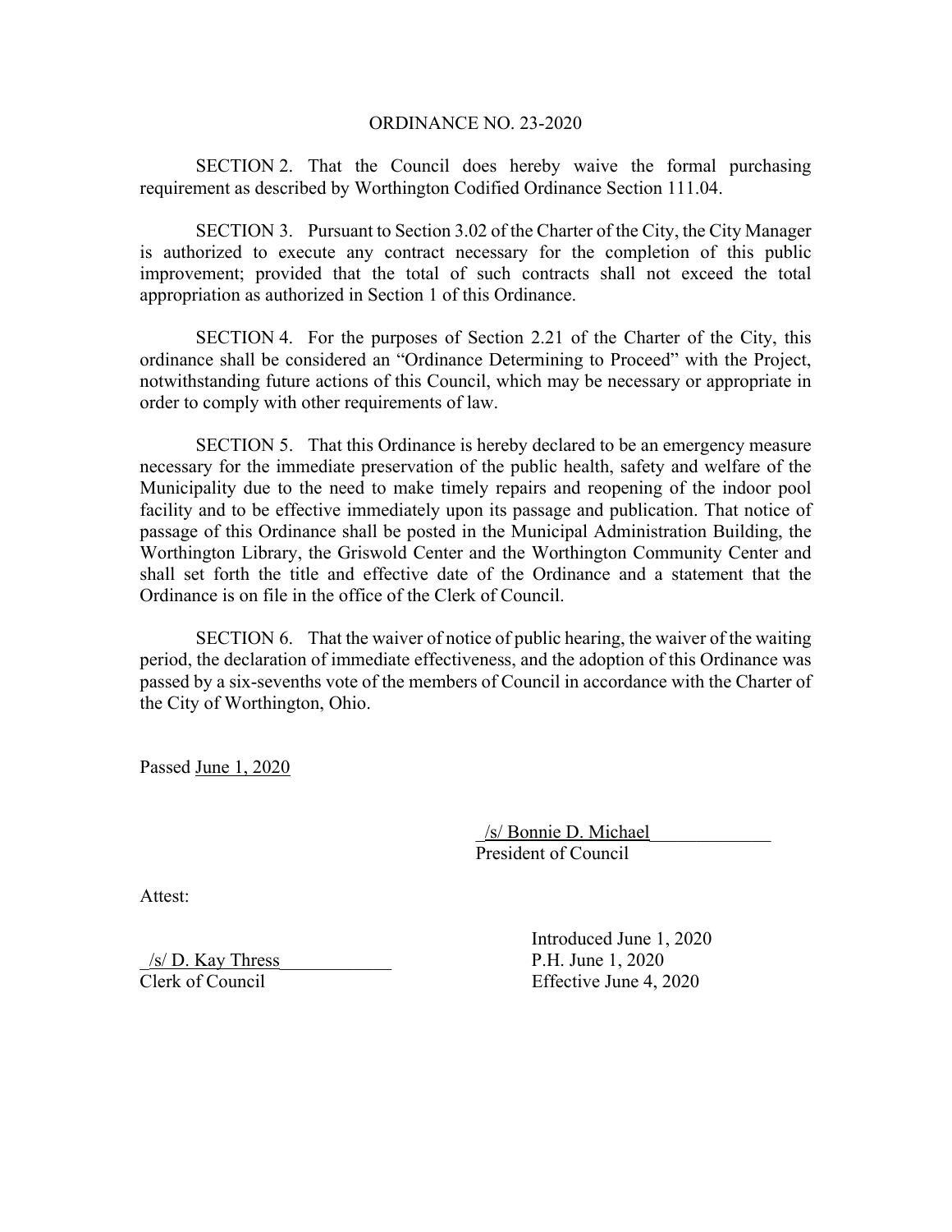ORDINANCE NO. 23-2020

SECTION 2. That the Council does hereby waive the formal purchasing requirement as described by Worthington Codified Ordinance Section 111.04.

SECTION 3. Pursuant to Section 3.02 of the Charter of the City, the City Manager is authorized to execute any contract necessary for the completion of this public improvement; provided that the total of such contracts shall not exceed the total appropriation as authorized in Section 1 of this Ordinance.

SECTION 4. For the purposes of Section 2.21 of the Charter of the City, this ordinance shall be considered an "Ordinance Determining to Proceed" with the Project, notwithstanding future actions of this Council, which may be necessary or appropriate in order to comply with other requirements of law.

SECTION 5. That this Ordinance is hereby declared to be an emergency measure necessary for the immediate preservation of the public health, safety and welfare of the Municipality due to the need to make timely repairs and reopening of the indoor pool facility and to be effective immediately upon its passage and publication. That notice of passage of this Ordinance shall be posted in the Municipal Administration Building, the Worthington Library, the Griswold Center and the Worthington Community Center and shall set forth the title and effective date of the Ordinance and a statement that the Ordinance is on file in the office of the Clerk of Council.

SECTION 6. That the waiver of notice of public hearing, the waiver of the waiting period, the declaration of immediate effectiveness, and the adoption of this Ordinance was passed by a six-sevenths vote of the members of Council in accordance with the Charter of the City of Worthington, Ohio.

Passed June 1, 2020

/s/ Bonnie D. Michael
President of Council

Attest:

/s/ D. Kay Thress
Clerk of Council

Introduced June 1, 2020
P.H. June 1, 2020
Effective June 4, 2020